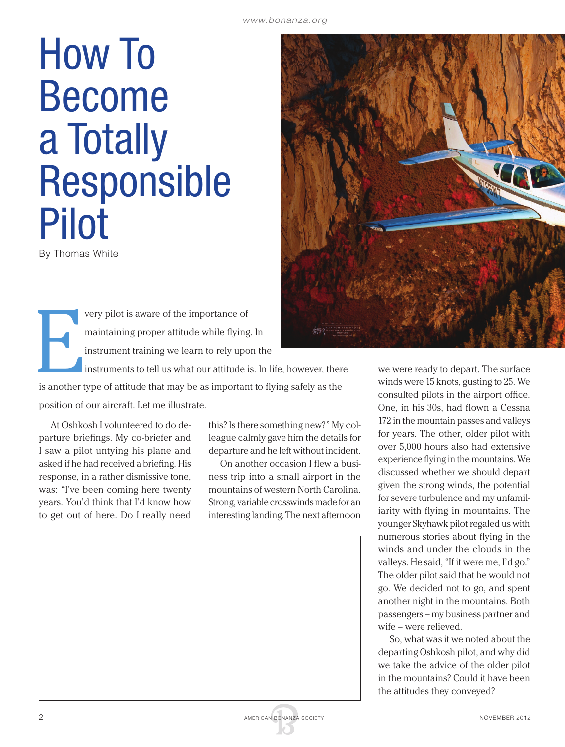# How To Become a Totally Responsible Pilot

By Thomas White

Every pilot is aware of the importance of maintaining proper attitude while flying. In instrument training we learn to rely upon the instruments to tell us what our attitude is. In life, however, there is another type of attitude that may be as important to flying safely as the position of our aircraft. Let me illustrate.

At Oshkosh I volunteered to do departure briefings. My co-briefer and I saw a pilot untying his plane and asked if he had received a briefing. His response, in a rather dismissive tone, was: "I've been coming here twenty years. You'd think that I'd know how to get out of here. Do I really need this? Is there something new?" My colleague calmly gave him the details for departure and he left without incident.

On another occasion I flew a business trip into a small airport in the mountains of western North Carolina. Strong, variable crosswinds made for an interesting landing. The next afternoon we were ready to depart. The surface winds were 15 knots, gusting to 25. We consulted pilots in the airport office. One, in his 30s, had flown a Cessna 172 in the mountain passes and valleys for years. The other, older pilot with over 5,000 hours also had extensive experience flying in the mountains. We discussed whether we should depart given the strong winds, the potential for severe turbulence and my unfamiliarity with flying in mountains. The younger Skyhawk pilot regaled us with numerous stories about flying in the winds and under the clouds in the valleys. He said, "If it were me, I'd go." The older pilot said that he would not go. We decided not to go, and spent another night in the mountains. Both passengers – my business partner and wife – were relieved.

So, what was it we noted about the departing Oshkosh pilot, and why did we take the advice of the older pilot in the mountains? Could it have been the attitudes they conveyed?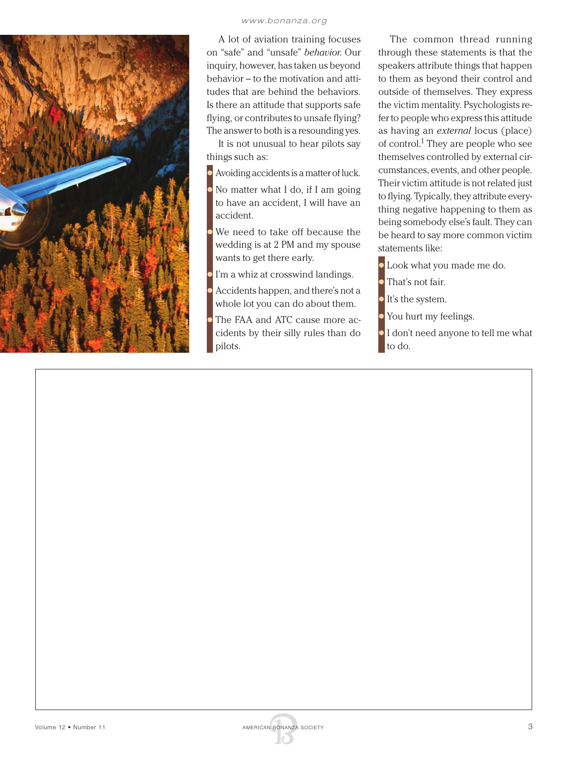A lot of aviation training focuses on "safe" and "unsafe" *behavior*. Our inquiry, however, has taken us beyond behavior – to the motivation and attitudes that are behind the behaviors. Is there an attitude that supports safe flying, or contributes to unsafe flying? The answer to both is a resounding yes.

It is not unusual to hear pilots say things such as:

- Avoiding accidents is a matter of luck.
- No matter what I do, if I am going to have an accident, I will have an accident.
- We need to take off because the wedding is at 2 PM and my spouse wants to get there early.
- I'm a whiz at crosswind landings.
- Accidents happen, and there's not a whole lot you can do about them.
- The FAA and ATC cause more accidents by their silly rules than do pilots.

The common thread running through these statements is that the speakers attribute things that happen to them as beyond their control and outside of themselves. They express the victim mentality. Psychologists refer to people who express this attitude as having an *external* locus (place) of control.[1] They are people who see themselves controlled by external circumstances, events, and other people. Their victim attitude is not related just to flying. Typically, they attribute everything negative happening to them as being somebody else's fault. They can be heard to say more common victim statements like:

- Look what you made me do.
- That's not fair.
- It's the system.
- You hurt my feelings.
- I don't need anyone to tell me what to do.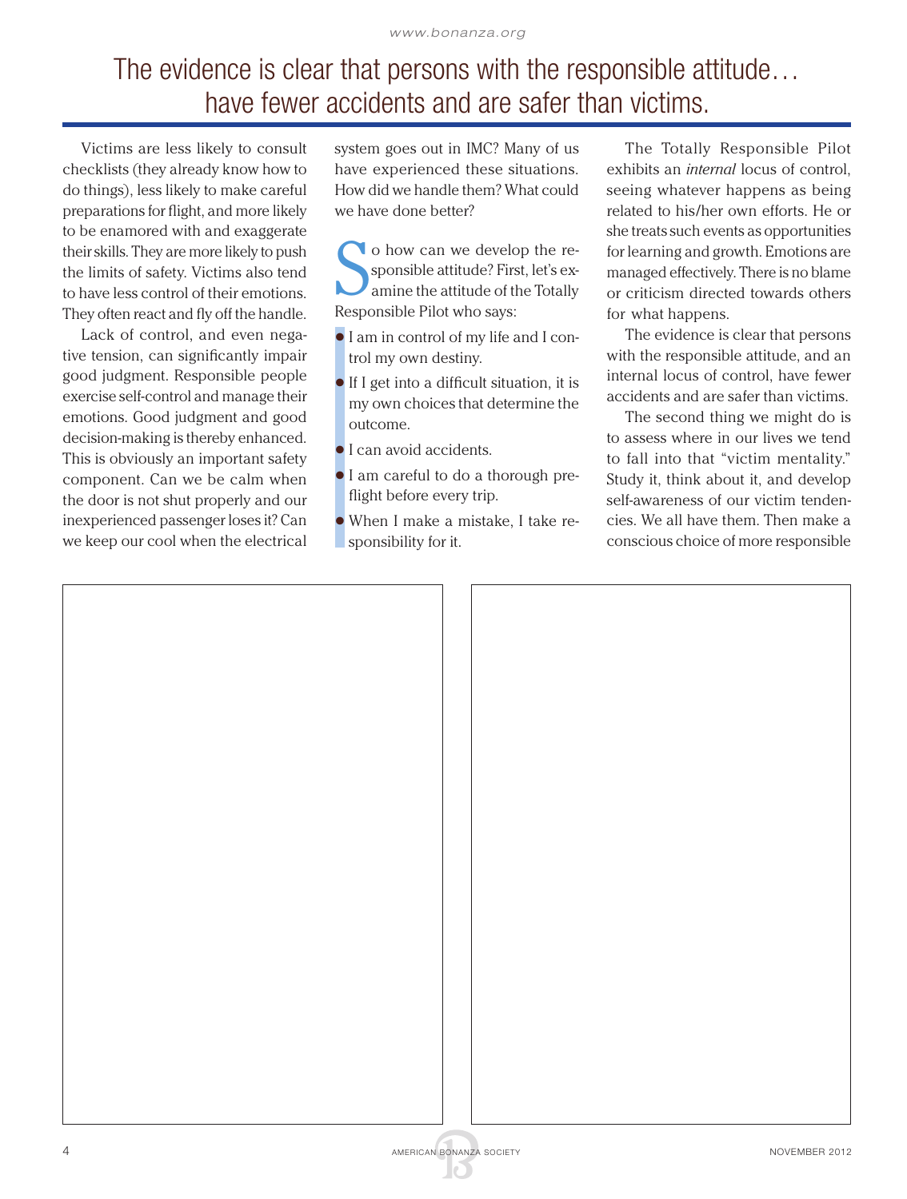> The evidence is clear that persons with the responsible attitude… have fewer accidents and are safer than victims.

Victims are less likely to consult checklists (they already know how to do things), less likely to make careful preparations for flight, and more likely to be enamored with and exaggerate their skills. They are more likely to push the limits of safety. Victims also tend to have less control of their emotions. They often react and fly off the handle.

Lack of control, and even negative tension, can significantly impair good judgment. Responsible people exercise self-control and manage their emotions. Good judgment and good decision-making is thereby enhanced. This is obviously an important safety component. Can we be calm when the door is not shut properly and our inexperienced passenger loses it? Can we keep our cool when the electrical system goes out in IMC? Many of us have experienced these situations. How did we handle them? What could we have done better?

So how can we develop the responsible attitude? First, let's examine the attitude of the Totally Responsible Pilot who says:

- I am in control of my life and I control my own destiny.
- If I get into a difficult situation, it is my own choices that determine the outcome.
- I can avoid accidents.
- I am careful to do a thorough preflight before every trip.
- When I make a mistake, I take responsibility for it.

The Totally Responsible Pilot exhibits an *internal* locus of control, seeing whatever happens as being related to his/her own efforts. He or she treats such events as opportunities for learning and growth. Emotions are managed effectively. There is no blame or criticism directed towards others for what happens.

The evidence is clear that persons with the responsible attitude, and an internal locus of control, have fewer accidents and are safer than victims.

The second thing we might do is to assess where in our lives we tend to fall into that "victim mentality." Study it, think about it, and develop self-awareness of our victim tendencies. We all have them. Then make a conscious choice of more responsible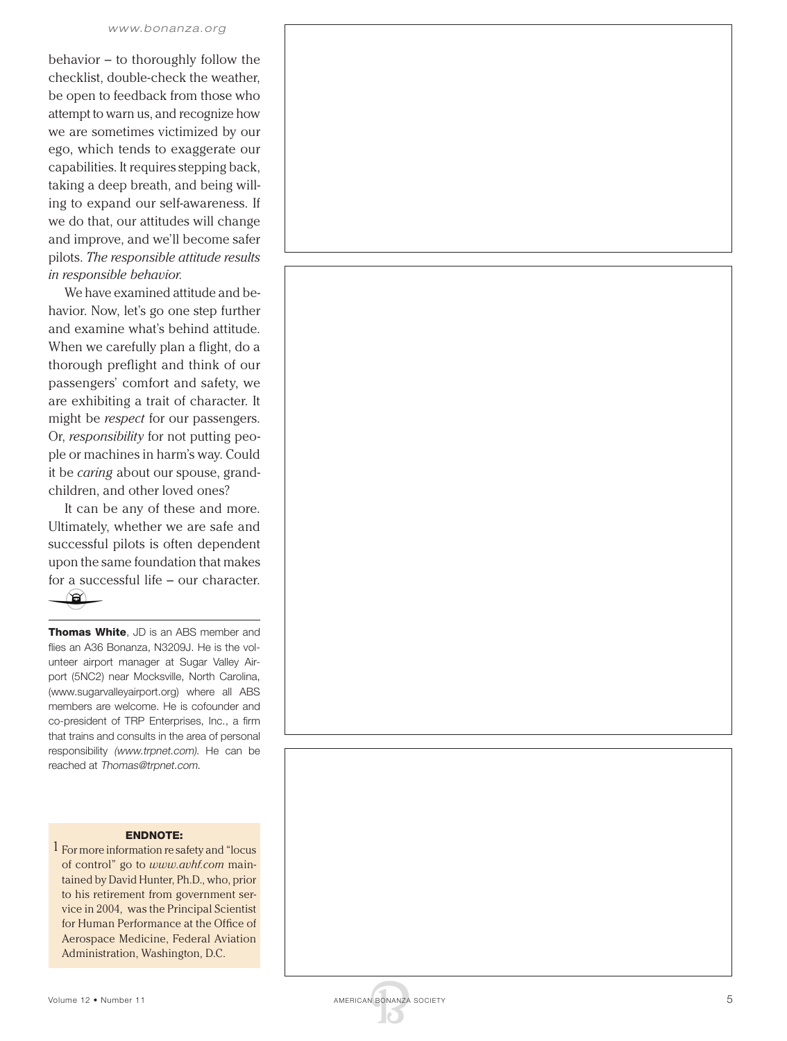behavior – to thoroughly follow the checklist, double-check the weather, be open to feedback from those who attempt to warn us, and recognize how we are sometimes victimized by our ego, which tends to exaggerate our capabilities. It requires stepping back, taking a deep breath, and being willing to expand our self-awareness. If we do that, our attitudes will change and improve, and we'll become safer pilots. *The responsible attitude results in responsible behavior.*

We have examined attitude and behavior. Now, let's go one step further and examine what's behind attitude. When we carefully plan a flight, do a thorough preflight and think of our passengers' comfort and safety, we are exhibiting a trait of character. It might be *respect* for our passengers. Or, *responsibility* for not putting people or machines in harm's way. Could it be *caring* about our spouse, grandchildren, and other loved ones?

It can be any of these and more. Ultimately, whether we are safe and successful pilots is often dependent upon the same foundation that makes for a successful life – our character.

---

**Thomas White**, JD is an ABS member and flies an A36 Bonanza, N3209J. He is the volunteer airport manager at Sugar Valley Airport (5NC2) near Mocksville, North Carolina, (www.sugarvalleyairport.org) where all ABS members are welcome. He is cofounder and co-president of TRP Enterprises, Inc., a firm that trains and consults in the area of personal responsibility *(www.trpnet.com)*. He can be reached at *Thomas@trpnet.com*.

**ENDNOTE:**

[1] For more information re safety and "locus of control" go to *www.avhf.com* maintained by David Hunter, Ph.D., who, prior to his retirement from government service in 2004, was the Principal Scientist for Human Performance at the Office of Aerospace Medicine, Federal Aviation Administration, Washington, D.C.